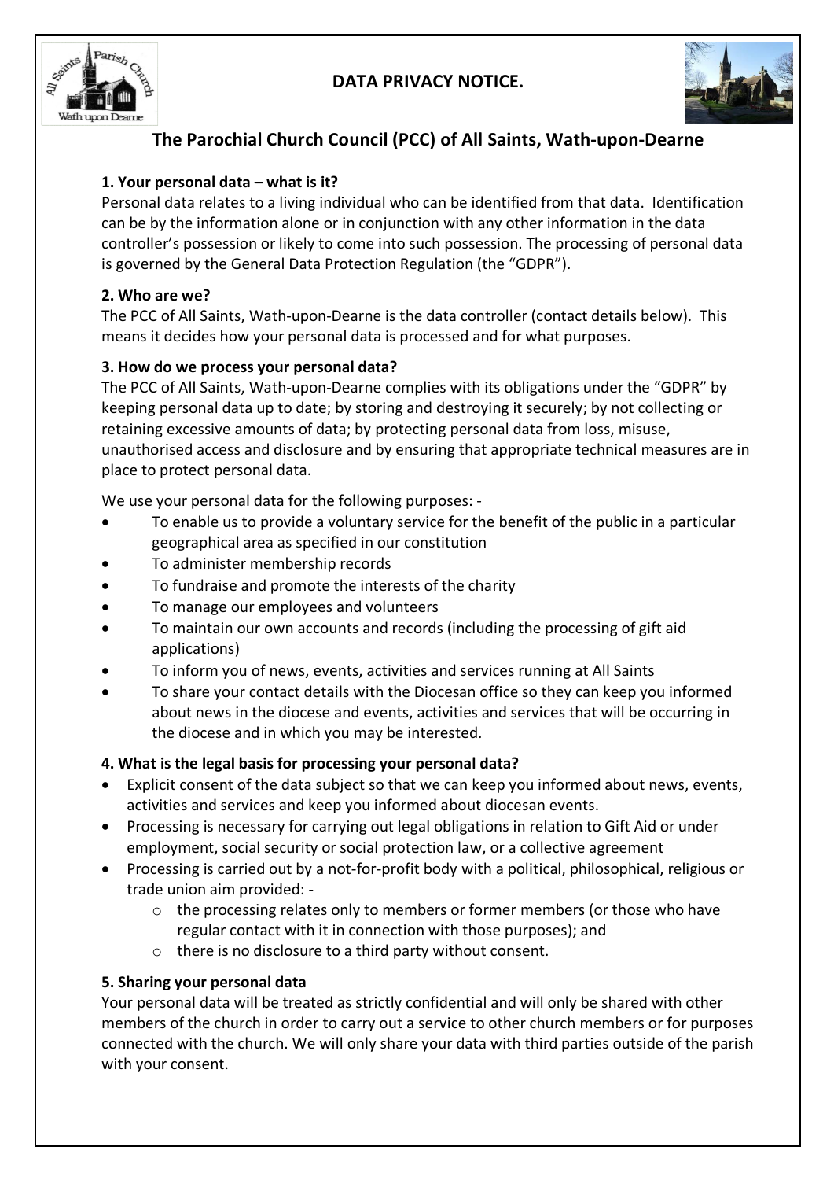# DATA PRIVACY NOTICE.

## The Parochial Church Council (PCC) of All Saints, Wath-upon-Dearne

### 1. Your personal data – what is it?

Personal data relates to a living individual who can be identified from that data. Identification can be by the information alone or in conjunction with any other information in the data controller's possession or likely to come into such possession. The processing of personal data is governed by the General Data Protection Regulation (the "GDPR").

### 2. Who are we?

The PCC of All Saints, Wath-upon-Dearne is the data controller (contact details below). This means it decides how your personal data is processed and for what purposes.

### 3. How do we process your personal data?

The PCC of All Saints, Wath-upon-Dearne complies with its obligations under the "GDPR" by keeping personal data up to date; by storing and destroying it securely; by not collecting or retaining excessive amounts of data; by protecting personal data from loss, misuse, unauthorised access and disclosure and by ensuring that appropriate technical measures are in place to protect personal data.

We use your personal data for the following purposes: -

- To enable us to provide a voluntary service for the benefit of the public in a particular geographical area as specified in our constitution
- To administer membership records
- To fundraise and promote the interests of the charity
- To manage our employees and volunteers
- To maintain our own accounts and records (including the processing of gift aid applications)
- To inform you of news, events, activities and services running at All Saints
- To share your contact details with the Diocesan office so they can keep you informed about news in the diocese and events, activities and services that will be occurring in the diocese and in which you may be interested.

### 4. What is the legal basis for processing your personal data?

- Explicit consent of the data subject so that we can keep you informed about news, events, activities and services and keep you informed about diocesan events.
- Processing is necessary for carrying out legal obligations in relation to Gift Aid or under employment, social security or social protection law, or a collective agreement
- Processing is carried out by a not-for-profit body with a political, philosophical, religious or trade union aim provided: -
  - the processing relates only to members or former members (or those who have regular contact with it in connection with those purposes); and
  - there is no disclosure to a third party without consent.

### 5. Sharing your personal data

Your personal data will be treated as strictly confidential and will only be shared with other members of the church in order to carry out a service to other church members or for purposes connected with the church. We will only share your data with third parties outside of the parish with your consent.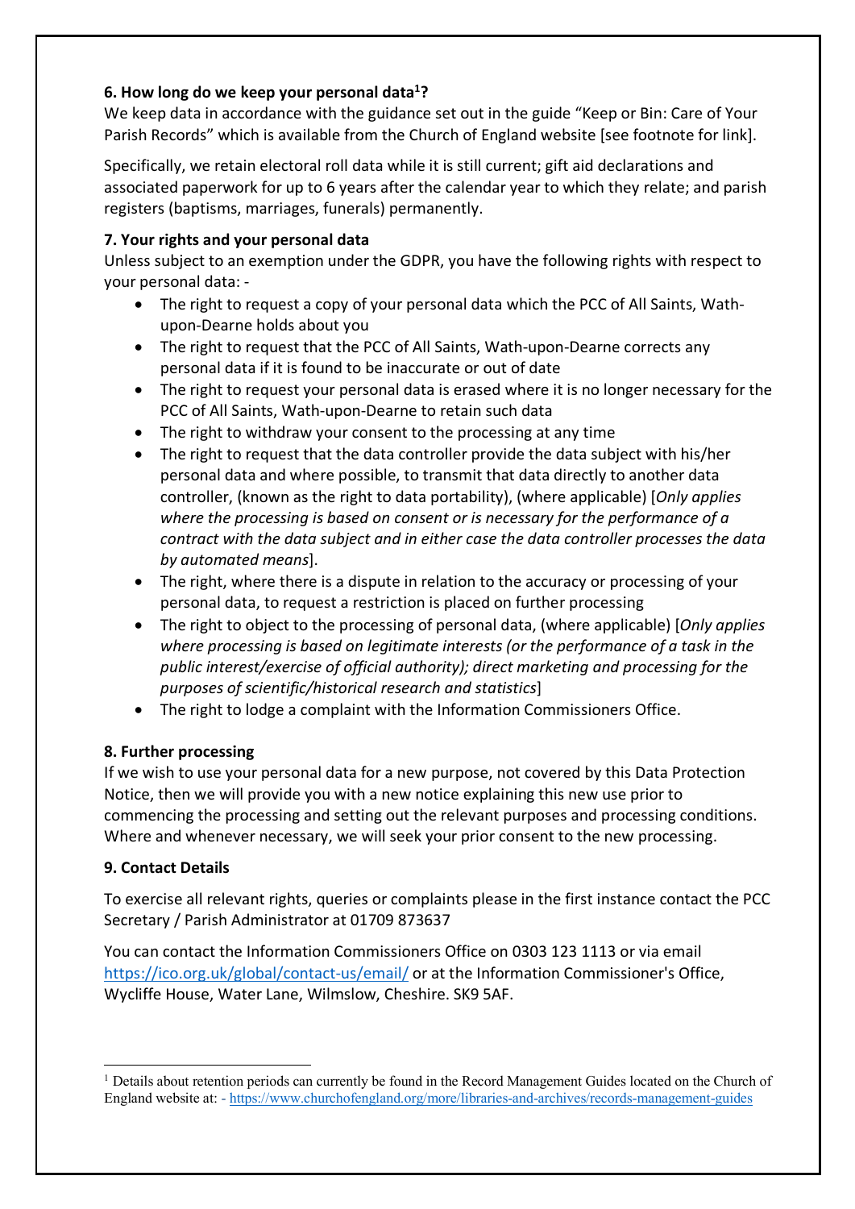### 6. How long do we keep your personal data[1]?

We keep data in accordance with the guidance set out in the guide "Keep or Bin: Care of Your Parish Records" which is available from the Church of England website [see footnote for link].

Specifically, we retain electoral roll data while it is still current; gift aid declarations and associated paperwork for up to 6 years after the calendar year to which they relate; and parish registers (baptisms, marriages, funerals) permanently.

### 7. Your rights and your personal data

Unless subject to an exemption under the GDPR, you have the following rights with respect to your personal data: -

- The right to request a copy of your personal data which the PCC of All Saints, Wath-upon-Dearne holds about you
- The right to request that the PCC of All Saints, Wath-upon-Dearne corrects any personal data if it is found to be inaccurate or out of date
- The right to request your personal data is erased where it is no longer necessary for the PCC of All Saints, Wath-upon-Dearne to retain such data
- The right to withdraw your consent to the processing at any time
- The right to request that the data controller provide the data subject with his/her personal data and where possible, to transmit that data directly to another data controller, (known as the right to data portability), (where applicable) [*Only applies where the processing is based on consent or is necessary for the performance of a contract with the data subject and in either case the data controller processes the data by automated means*].
- The right, where there is a dispute in relation to the accuracy or processing of your personal data, to request a restriction is placed on further processing
- The right to object to the processing of personal data, (where applicable) [*Only applies where processing is based on legitimate interests (or the performance of a task in the public interest/exercise of official authority); direct marketing and processing for the purposes of scientific/historical research and statistics*]
- The right to lodge a complaint with the Information Commissioners Office.

### 8. Further processing

If we wish to use your personal data for a new purpose, not covered by this Data Protection Notice, then we will provide you with a new notice explaining this new use prior to commencing the processing and setting out the relevant purposes and processing conditions. Where and whenever necessary, we will seek your prior consent to the new processing.

### 9. Contact Details

To exercise all relevant rights, queries or complaints please in the first instance contact the PCC Secretary / Parish Administrator at 01709 873637

You can contact the Information Commissioners Office on 0303 123 1113 or via email https://ico.org.uk/global/contact-us/email/ or at the Information Commissioner's Office, Wycliffe House, Water Lane, Wilmslow, Cheshire. SK9 5AF.

---

[1] Details about retention periods can currently be found in the Record Management Guides located on the Church of England website at: - https://www.churchofengland.org/more/libraries-and-archives/records-management-guides